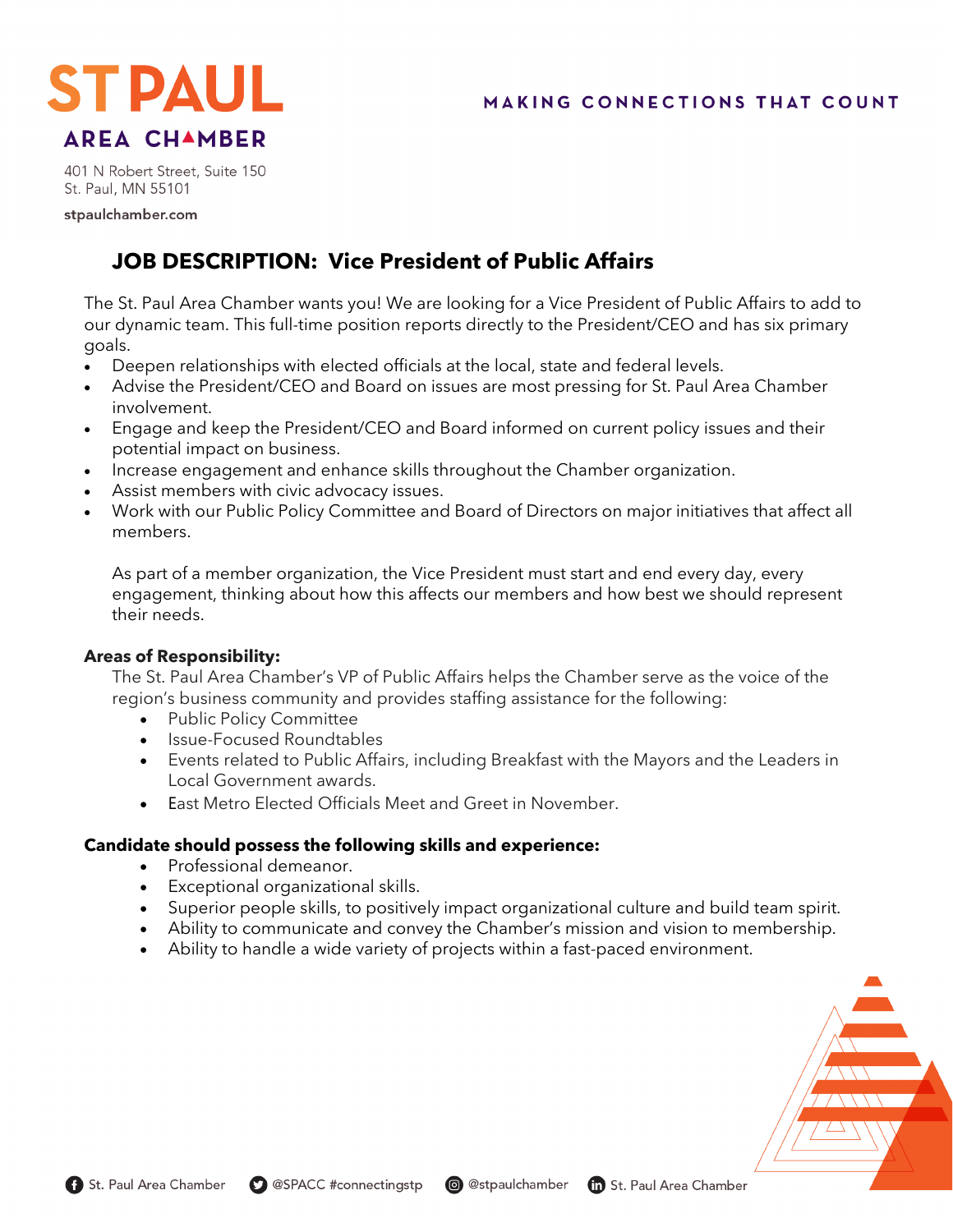ST PAUL
AREA CHAMBER

MAKING CONNECTIONS THAT COUNT

401 N Robert Street, Suite 150
St. Paul, MN 55101

stpaulchamber.com

## JOB DESCRIPTION: Vice President of Public Affairs

The St. Paul Area Chamber wants you! We are looking for a Vice President of Public Affairs to add to our dynamic team. This full-time position reports directly to the President/CEO and has six primary goals.

- Deepen relationships with elected officials at the local, state and federal levels.
- Advise the President/CEO and Board on issues are most pressing for St. Paul Area Chamber involvement.
- Engage and keep the President/CEO and Board informed on current policy issues and their potential impact on business.
- Increase engagement and enhance skills throughout the Chamber organization.
- Assist members with civic advocacy issues.
- Work with our Public Policy Committee and Board of Directors on major initiatives that affect all members.

As part of a member organization, the Vice President must start and end every day, every engagement, thinking about how this affects our members and how best we should represent their needs.

**Areas of Responsibility:**

The St. Paul Area Chamber's VP of Public Affairs helps the Chamber serve as the voice of the region's business community and provides staffing assistance for the following:

- Public Policy Committee
- Issue-Focused Roundtables
- Events related to Public Affairs, including Breakfast with the Mayors and the Leaders in Local Government awards.
- East Metro Elected Officials Meet and Greet in November.

**Candidate should possess the following skills and experience:**

- Professional demeanor.
- Exceptional organizational skills.
- Superior people skills, to positively impact organizational culture and build team spirit.
- Ability to communicate and convey the Chamber's mission and vision to membership.
- Ability to handle a wide variety of projects within a fast-paced environment.

St. Paul Area Chamber @SPACC #connectingstp @stpaulchamber St. Paul Area Chamber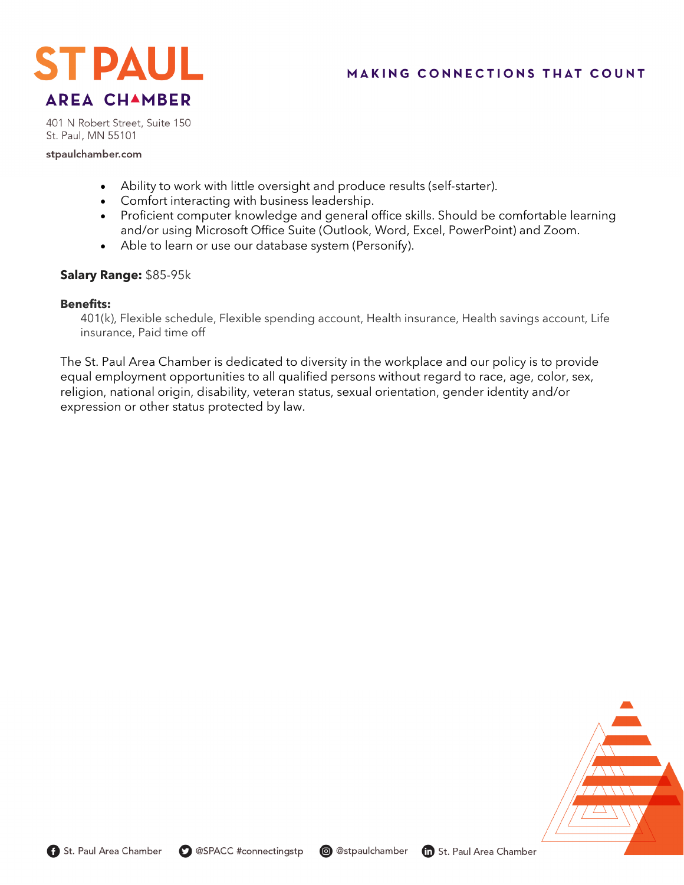- Ability to work with little oversight and produce results (self-starter).
- Comfort interacting with business leadership.
- Proficient computer knowledge and general office skills. Should be comfortable learning and/or using Microsoft Office Suite (Outlook, Word, Excel, PowerPoint) and Zoom.
- Able to learn or use our database system (Personify).

**Salary Range:** $85-95k

**Benefits:**
401(k), Flexible schedule, Flexible spending account, Health insurance, Health savings account, Life insurance, Paid time off

The St. Paul Area Chamber is dedicated to diversity in the workplace and our policy is to provide equal employment opportunities to all qualified persons without regard to race, age, color, sex, religion, national origin, disability, veteran status, sexual orientation, gender identity and/or expression or other status protected by law.